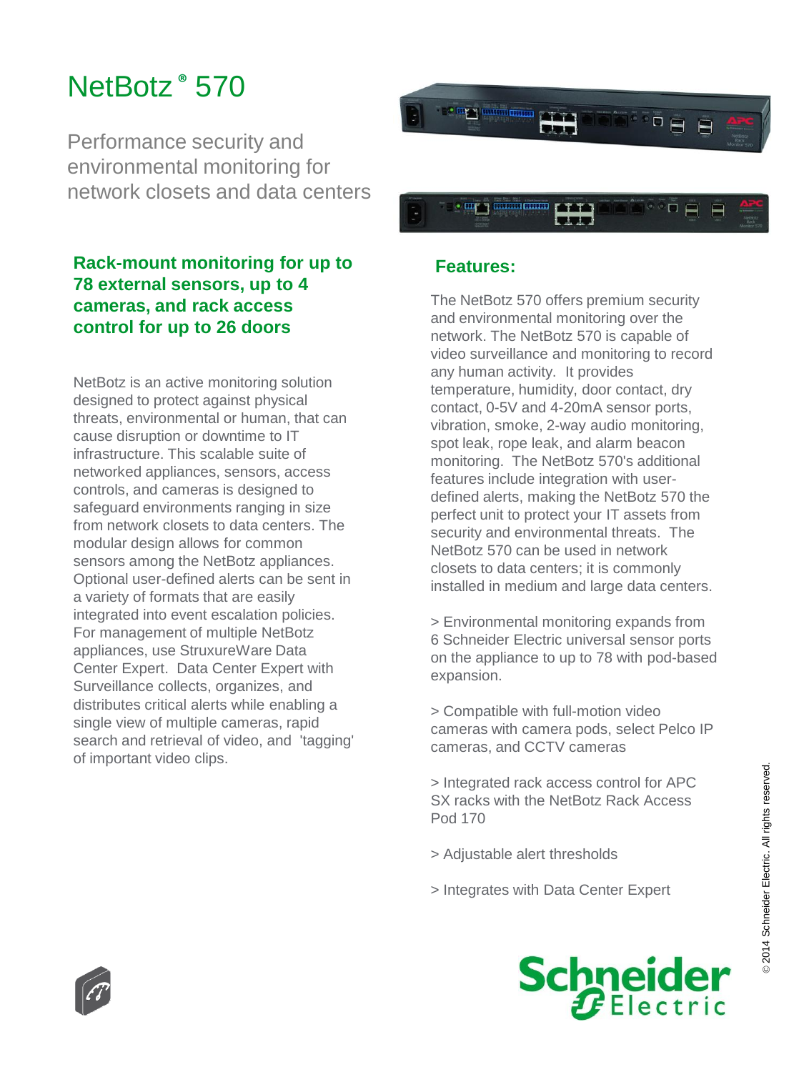# NetBotz® 570

Performance security and environmental monitoring for network closets and data centers

### Rack-mount monitoring for up to 78 external sensors, up to 4 cameras, and rack access control for up to 26 doors

NetBotz is an active monitoring solution designed to protect against physical threats, environmental or human, that can cause disruption or downtime to IT infrastructure. This scalable suite of networked appliances, sensors, access controls, and cameras is designed to safeguard environments ranging in size from network closets to data centers. The modular design allows for common sensors among the NetBotz appliances. Optional user-defined alerts can be sent in a variety of formats that are easily integrated into event escalation policies. For management of multiple NetBotz appliances, use StruxureWare Data Center Expert. Data Center Expert with Surveillance collects, organizes, and distributes critical alerts while enabling a single view of multiple cameras, rapid search and retrieval of video, and 'tagging' of important video clips.

## Features:

The NetBotz 570 offers premium security and environmental monitoring over the network. The NetBotz 570 is capable of video surveillance and monitoring to record any human activity. It provides temperature, humidity, door contact, dry contact, 0-5V and 4-20mA sensor ports, vibration, smoke, 2-way audio monitoring, spot leak, rope leak, and alarm beacon monitoring. The NetBotz 570's additional features include integration with user-defined alerts, making the NetBotz 570 the perfect unit to protect your IT assets from security and environmental threats. The NetBotz 570 can be used in network closets to data centers; it is commonly installed in medium and large data centers.

> Environmental monitoring expands from 6 Schneider Electric universal sensor ports on the appliance to up to 78 with pod-based expansion.

> Compatible with full-motion video cameras with camera pods, select Pelco IP cameras, and CCTV cameras

> Integrated rack access control for APC SX racks with the NetBotz Rack Access Pod 170

> Adjustable alert thresholds

> Integrates with Data Center Expert

© 2014 Schneider Electric. All rights reserved.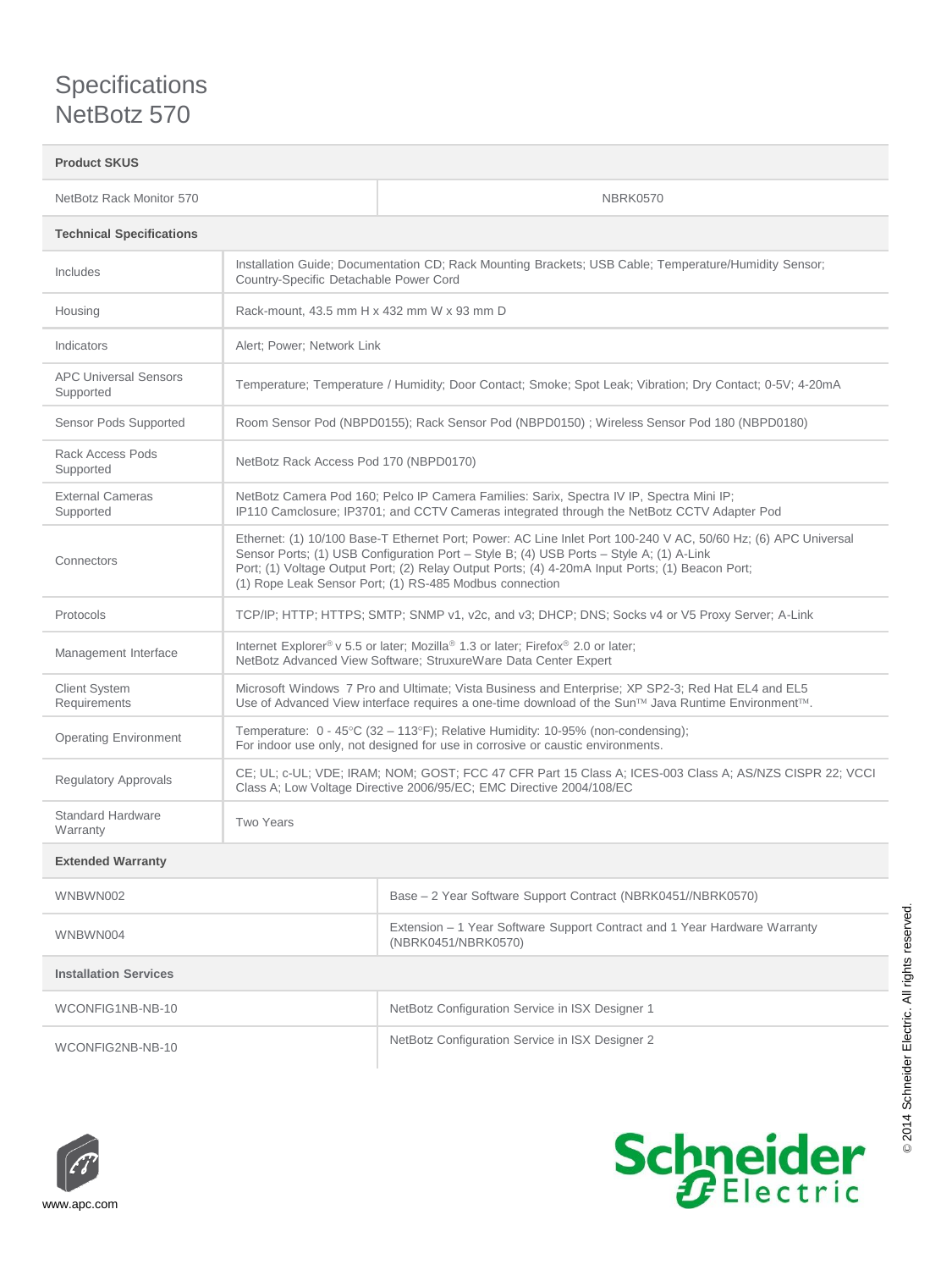# Specifications
# NetBotz 570

| | |
|---|---|
| **Product SKUS** | |
| NetBotz Rack Monitor 570 | NBRK0570 |
| **Technical Specifications** | |
| Includes | Installation Guide; Documentation CD; Rack Mounting Brackets; USB Cable; Temperature/Humidity Sensor; Country-Specific Detachable Power Cord |
| Housing | Rack-mount, 43.5 mm H x 432 mm W x 93 mm D |
| Indicators | Alert; Power; Network Link |
| APC Universal Sensors Supported | Temperature; Temperature / Humidity; Door Contact; Smoke; Spot Leak; Vibration; Dry Contact; 0-5V; 4-20mA |
| Sensor Pods Supported | Room Sensor Pod (NBPD0155); Rack Sensor Pod (NBPD0150) ; Wireless Sensor Pod 180 (NBPD0180) |
| Rack Access Pods Supported | NetBotz Rack Access Pod 170 (NBPD0170) |
| External Cameras Supported | NetBotz Camera Pod 160; Pelco IP Camera Families: Sarix, Spectra IV IP, Spectra Mini IP; IP110 Camclosure; IP3701; and CCTV Cameras integrated through the NetBotz CCTV Adapter Pod |
| Connectors | Ethernet: (1) 10/100 Base-T Ethernet Port; Power: AC Line Inlet Port 100-240 V AC, 50/60 Hz; (6) APC Universal Sensor Ports; (1) USB Configuration Port – Style B; (4) USB Ports – Style A; (1) A-Link Port; (1) Voltage Output Port; (2) Relay Output Ports; (4) 4-20mA Input Ports; (1) Beacon Port; (1) Rope Leak Sensor Port; (1) RS-485 Modbus connection |
| Protocols | TCP/IP; HTTP; HTTPS; SMTP; SNMP v1, v2c, and v3; DHCP; DNS; Socks v4 or V5 Proxy Server; A-Link |
| Management Interface | Internet Explorer® v 5.5 or later; Mozilla® 1.3 or later; Firefox® 2.0 or later; NetBotz Advanced View Software; StruxureWare Data Center Expert |
| Client System Requirements | Microsoft Windows 7 Pro and Ultimate; Vista Business and Enterprise; XP SP2-3; Red Hat EL4 and EL5 Use of Advanced View interface requires a one-time download of the Sun™ Java Runtime Environment™. |
| Operating Environment | Temperature: 0 - 45°C (32 – 113°F); Relative Humidity: 10-95% (non-condensing); For indoor use only, not designed for use in corrosive or caustic environments. |
| Regulatory Approvals | CE; UL; c-UL; VDE; IRAM; NOM; GOST; FCC 47 CFR Part 15 Class A; ICES-003 Class A; AS/NZS CISPR 22; VCCI Class A; Low Voltage Directive 2006/95/EC; EMC Directive 2004/108/EC |
| Standard Hardware Warranty | Two Years |
| **Extended Warranty** | |
| WNBWN002 | Base – 2 Year Software Support Contract (NBRK0451//NBRK0570) |
| WNBWN004 | Extension – 1 Year Software Support Contract and 1 Year Hardware Warranty (NBRK0451/NBRK0570) |
| **Installation Services** | |
| WCONFIG1NB-NB-10 | NetBotz Configuration Service in ISX Designer 1 |
| WCONFIG2NB-NB-10 | NetBotz Configuration Service in ISX Designer 2 |

www.apc.com

© 2014 Schneider Electric. All rights reserved.